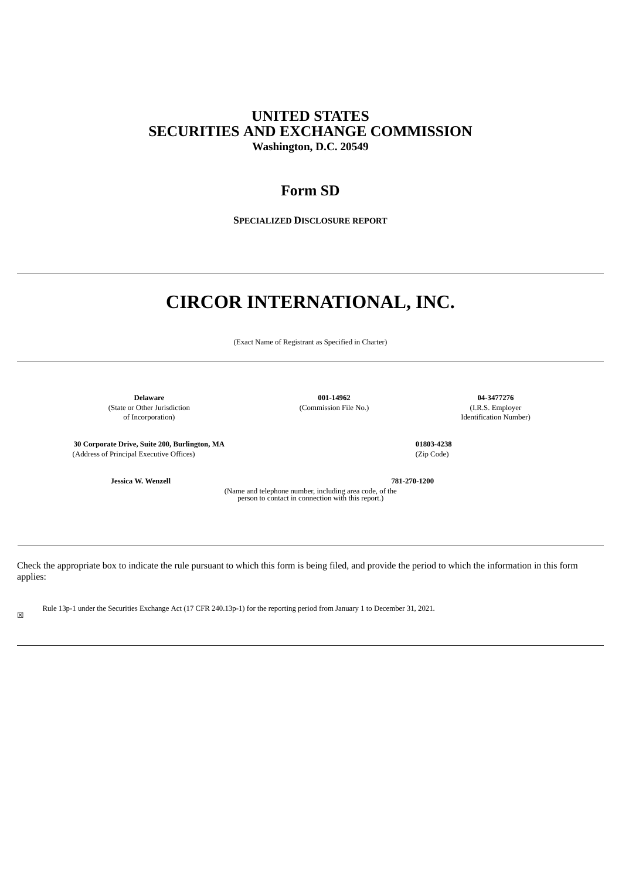# UNITED STATES
# SECURITIES AND EXCHANGE COMMISSION
**Washington, D.C. 20549**

## Form SD

**SPECIALIZED DISCLOSURE REPORT**

---

# CIRCOR INTERNATIONAL, INC.

(Exact Name of Registrant as Specified in Charter)

---

| **Delaware** | **001-14962** | **04-3477276** |
|---|---|---|
| (State or Other Jurisdiction of Incorporation) | (Commission File No.) | (I.R.S. Employer Identification Number) |

| **30 Corporate Drive, Suite 200, Burlington, MA** | **01803-4238** |
|---|---|
| (Address of Principal Executive Offices) | (Zip Code) |

**Jessica W. Wenzell** **781-270-1200**

(Name and telephone number, including area code, of the person to contact in connection with this report.)

---

Check the appropriate box to indicate the rule pursuant to which this form is being filed, and provide the period to which the information in this form applies:

☒ Rule 13p-1 under the Securities Exchange Act (17 CFR 240.13p-1) for the reporting period from January 1 to December 31, 2021.

---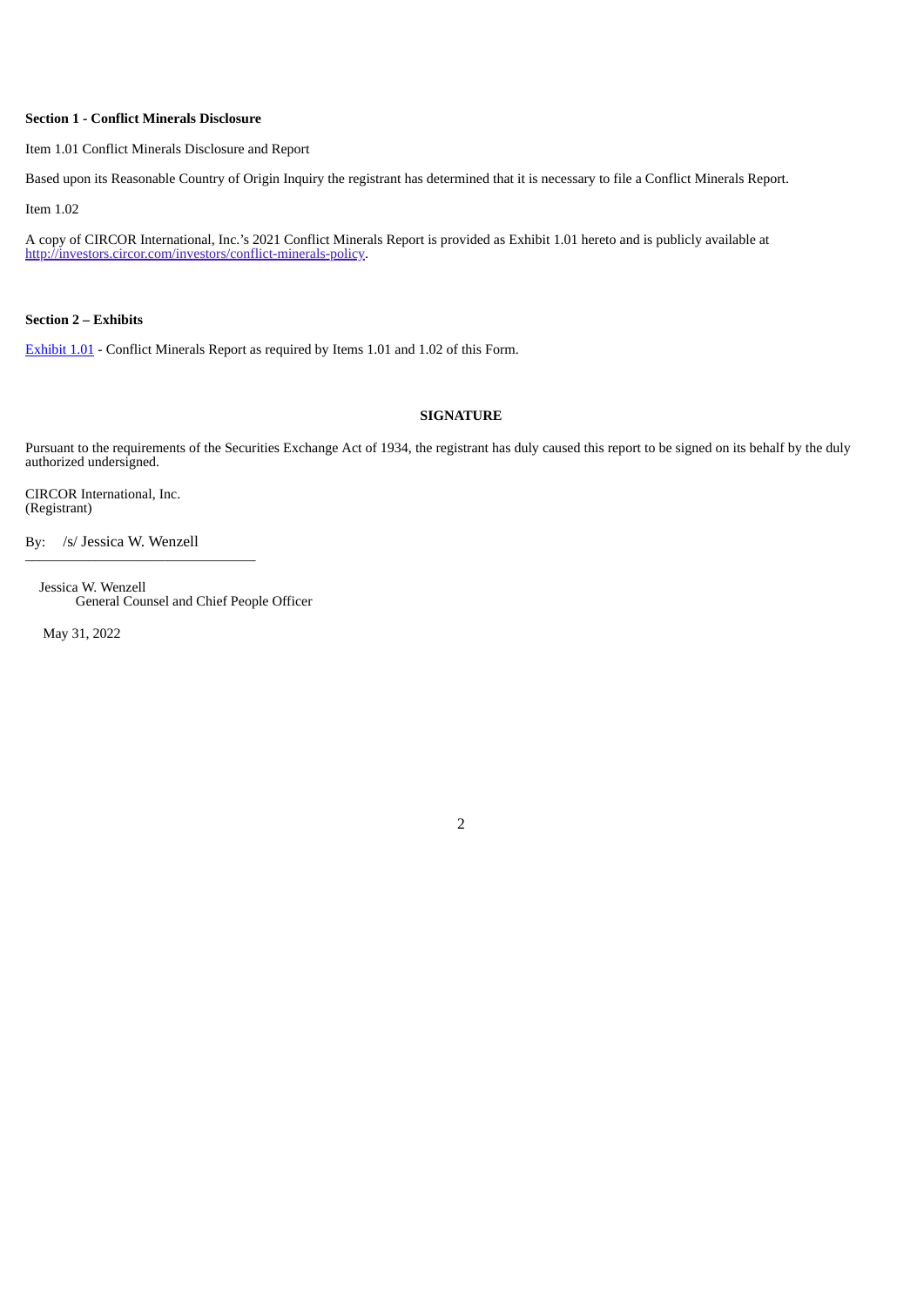**Section 1 - Conflict Minerals Disclosure**

Item 1.01 Conflict Minerals Disclosure and Report

Based upon its Reasonable Country of Origin Inquiry the registrant has determined that it is necessary to file a Conflict Minerals Report.

Item 1.02

A copy of CIRCOR International, Inc.'s 2021 Conflict Minerals Report is provided as Exhibit 1.01 hereto and is publicly available at http://investors.circor.com/investors/conflict-minerals-policy.

**Section 2 – Exhibits**

Exhibit 1.01 - Conflict Minerals Report as required by Items 1.01 and 1.02 of this Form.

**SIGNATURE**

Pursuant to the requirements of the Securities Exchange Act of 1934, the registrant has duly caused this report to be signed on its behalf by the duly authorized undersigned.

CIRCOR International, Inc.
(Registrant)

By: /s/ Jessica W. Wenzell

Jessica W. Wenzell
General Counsel and Chief People Officer

May 31, 2022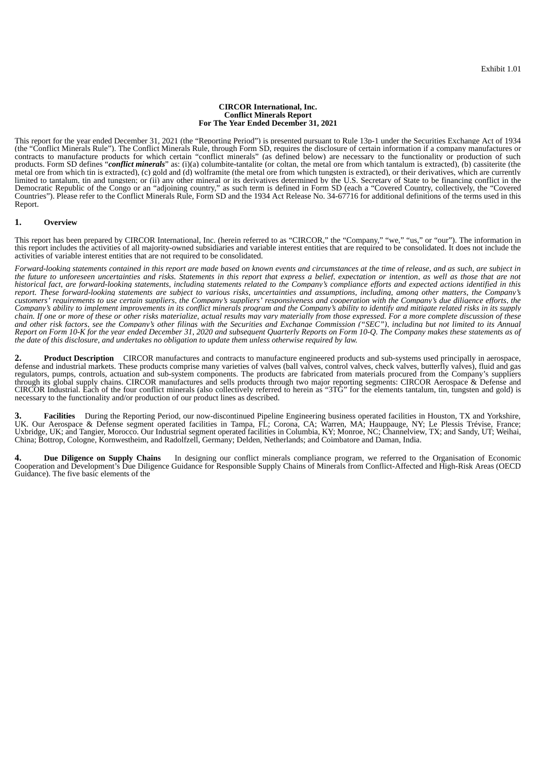Exhibit 1.01

**CIRCOR International, Inc.**
**Conflict Minerals Report**
**For The Year Ended December 31, 2021**

This report for the year ended December 31, 2021 (the "Reporting Period") is presented pursuant to Rule 13p-1 under the Securities Exchange Act of 1934 (the "Conflict Minerals Rule"). The Conflict Minerals Rule, through Form SD, requires the disclosure of certain information if a company manufactures or contracts to manufacture products for which certain "conflict minerals" (as defined below) are necessary to the functionality or production of such products. Form SD defines "***conflict minerals***" as: (i)(a) columbite-tantalite (or coltan, the metal ore from which tantalum is extracted), (b) cassiterite (the metal ore from which tin is extracted), (c) gold and (d) wolframite (the metal ore from which tungsten is extracted), or their derivatives, which are currently limited to tantalum, tin and tungsten; or (ii) any other mineral or its derivatives determined by the U.S. Secretary of State to be financing conflict in the Democratic Republic of the Congo or an "adjoining country," as such term is defined in Form SD (each a "Covered Country, collectively, the "Covered Countries"). Please refer to the Conflict Minerals Rule, Form SD and the 1934 Act Release No. 34-67716 for additional definitions of the terms used in this Report.

## 1. Overview

This report has been prepared by CIRCOR International, Inc. (herein referred to as "CIRCOR," the "Company," "we," "us," or "our"). The information in this report includes the activities of all majority-owned subsidiaries and variable interest entities that are required to be consolidated. It does not include the activities of variable interest entities that are not required to be consolidated.

*Forward-looking statements contained in this report are made based on known events and circumstances at the time of release, and as such, are subject in the future to unforeseen uncertainties and risks. Statements in this report that express a belief, expectation or intention, as well as those that are not historical fact, are forward-looking statements, including statements related to the Company's compliance efforts and expected actions identified in this report. These forward-looking statements are subject to various risks, uncertainties and assumptions, including, among other matters, the Company's customers' requirements to use certain suppliers, the Company's suppliers' responsiveness and cooperation with the Company's due diligence efforts, the Company's ability to implement improvements in its conflict minerals program and the Company's ability to identify and mitigate related risks in its supply chain. If one or more of these or other risks materialize, actual results may vary materially from those expressed. For a more complete discussion of these and other risk factors, see the Company's other filings with the Securities and Exchange Commission ("SEC"), including but not limited to its Annual Report on Form 10-K for the year ended December 31, 2020 and subsequent Quarterly Reports on Form 10-Q. The Company makes these statements as of the date of this disclosure, and undertakes no obligation to update them unless otherwise required by law.*

**2. Product Description** CIRCOR manufactures and contracts to manufacture engineered products and sub-systems used principally in aerospace, defense and industrial markets. These products comprise many varieties of valves (ball valves, control valves, check valves, butterfly valves), fluid and gas regulators, pumps, controls, actuation and sub-system components. The products are fabricated from materials procured from the Company's suppliers through its global supply chains. CIRCOR manufactures and sells products through two major reporting segments: CIRCOR Aerospace & Defense and CIRCOR Industrial. Each of the four conflict minerals (also collectively referred to herein as "3TG" for the elements tantalum, tin, tungsten and gold) is necessary to the functionality and/or production of our product lines as described.

**3. Facilities** During the Reporting Period, our now-discontinued Pipeline Engineering business operated facilities in Houston, TX and Yorkshire, UK. Our Aerospace & Defense segment operated facilities in Tampa, FL; Corona, CA; Warren, MA; Hauppauge, NY; Le Plessis Trévise, France; Uxbridge, UK; and Tangier, Morocco. Our Industrial segment operated facilities in Columbia, KY; Monroe, NC; Channelview, TX; and Sandy, UT; Weihai, China; Bottrop, Cologne, Kornwestheim, and Radolfzell, Germany; Delden, Netherlands; and Coimbatore and Daman, India.

**4. Due Diligence on Supply Chains** In designing our conflict minerals compliance program, we referred to the Organisation of Economic Cooperation and Development's Due Diligence Guidance for Responsible Supply Chains of Minerals from Conflict-Affected and High-Risk Areas (OECD Guidance). The five basic elements of the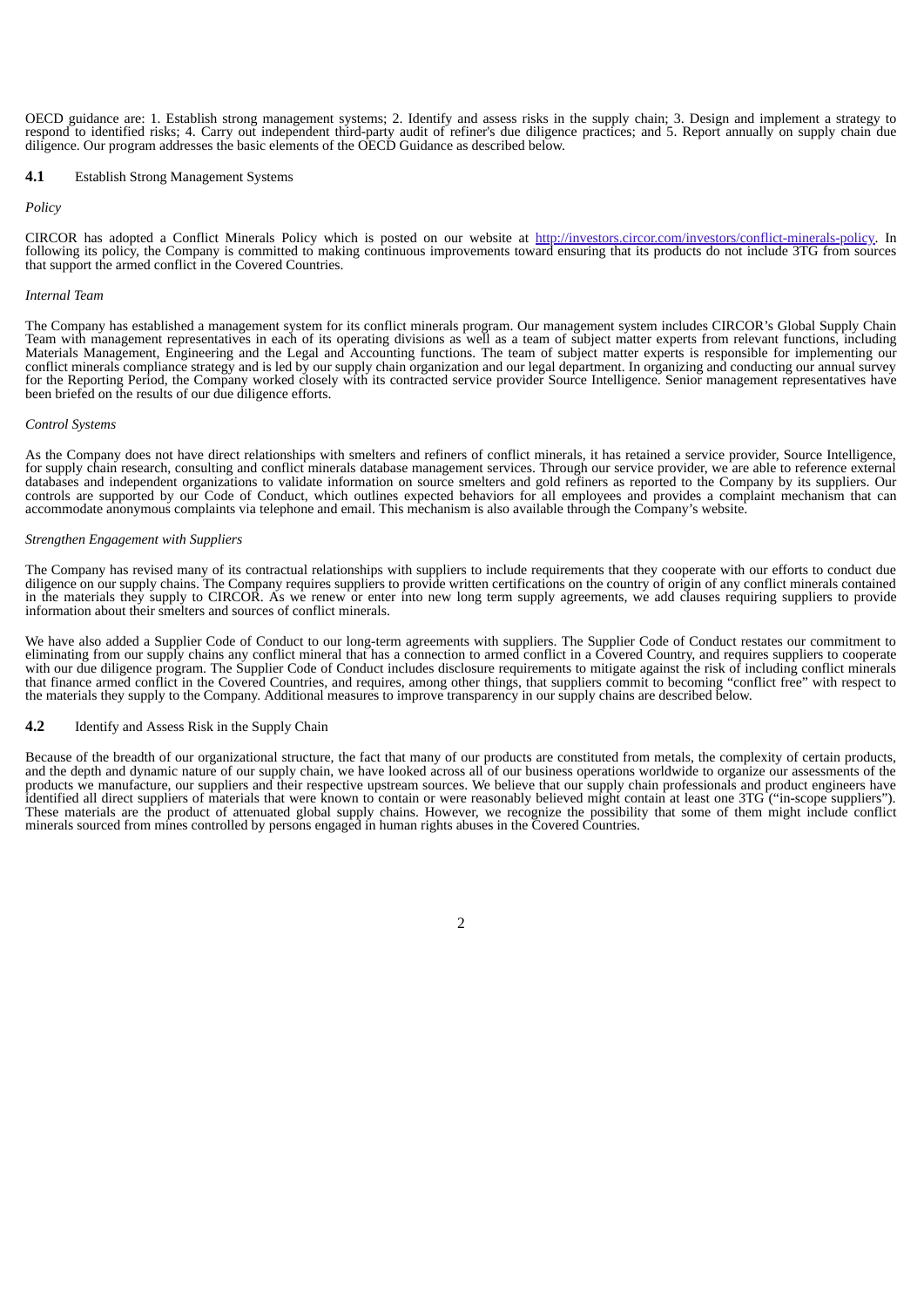OECD guidance are: 1. Establish strong management systems; 2. Identify and assess risks in the supply chain; 3. Design and implement a strategy to respond to identified risks; 4. Carry out independent third-party audit of refiner's due diligence practices; and 5. Report annually on supply chain due diligence. Our program addresses the basic elements of the OECD Guidance as described below.

### 4.1 Establish Strong Management Systems

*Policy*

CIRCOR has adopted a Conflict Minerals Policy which is posted on our website at http://investors.circor.com/investors/conflict-minerals-policy. In following its policy, the Company is committed to making continuous improvements toward ensuring that its products do not include 3TG from sources that support the armed conflict in the Covered Countries.

*Internal Team*

The Company has established a management system for its conflict minerals program. Our management system includes CIRCOR's Global Supply Chain Team with management representatives in each of its operating divisions as well as a team of subject matter experts from relevant functions, including Materials Management, Engineering and the Legal and Accounting functions. The team of subject matter experts is responsible for implementing our conflict minerals compliance strategy and is led by our supply chain organization and our legal department. In organizing and conducting our annual survey for the Reporting Period, the Company worked closely with its contracted service provider Source Intelligence. Senior management representatives have been briefed on the results of our due diligence efforts.

*Control Systems*

As the Company does not have direct relationships with smelters and refiners of conflict minerals, it has retained a service provider, Source Intelligence, for supply chain research, consulting and conflict minerals database management services. Through our service provider, we are able to reference external databases and independent organizations to validate information on source smelters and gold refiners as reported to the Company by its suppliers. Our controls are supported by our Code of Conduct, which outlines expected behaviors for all employees and provides a complaint mechanism that can accommodate anonymous complaints via telephone and email. This mechanism is also available through the Company's website.

*Strengthen Engagement with Suppliers*

The Company has revised many of its contractual relationships with suppliers to include requirements that they cooperate with our efforts to conduct due diligence on our supply chains. The Company requires suppliers to provide written certifications on the country of origin of any conflict minerals contained in the materials they supply to CIRCOR. As we renew or enter into new long term supply agreements, we add clauses requiring suppliers to provide information about their smelters and sources of conflict minerals.

We have also added a Supplier Code of Conduct to our long-term agreements with suppliers. The Supplier Code of Conduct restates our commitment to eliminating from our supply chains any conflict mineral that has a connection to armed conflict in a Covered Country, and requires suppliers to cooperate with our due diligence program. The Supplier Code of Conduct includes disclosure requirements to mitigate against the risk of including conflict minerals that finance armed conflict in the Covered Countries, and requires, among other things, that suppliers commit to becoming "conflict free" with respect to the materials they supply to the Company. Additional measures to improve transparency in our supply chains are described below.

### 4.2 Identify and Assess Risk in the Supply Chain

Because of the breadth of our organizational structure, the fact that many of our products are constituted from metals, the complexity of certain products, and the depth and dynamic nature of our supply chain, we have looked across all of our business operations worldwide to organize our assessments of the products we manufacture, our suppliers and their respective upstream sources. We believe that our supply chain professionals and product engineers have identified all direct suppliers of materials that were known to contain or were reasonably believed might contain at least one 3TG ("in-scope suppliers"). These materials are the product of attenuated global supply chains. However, we recognize the possibility that some of them might include conflict minerals sourced from mines controlled by persons engaged in human rights abuses in the Covered Countries.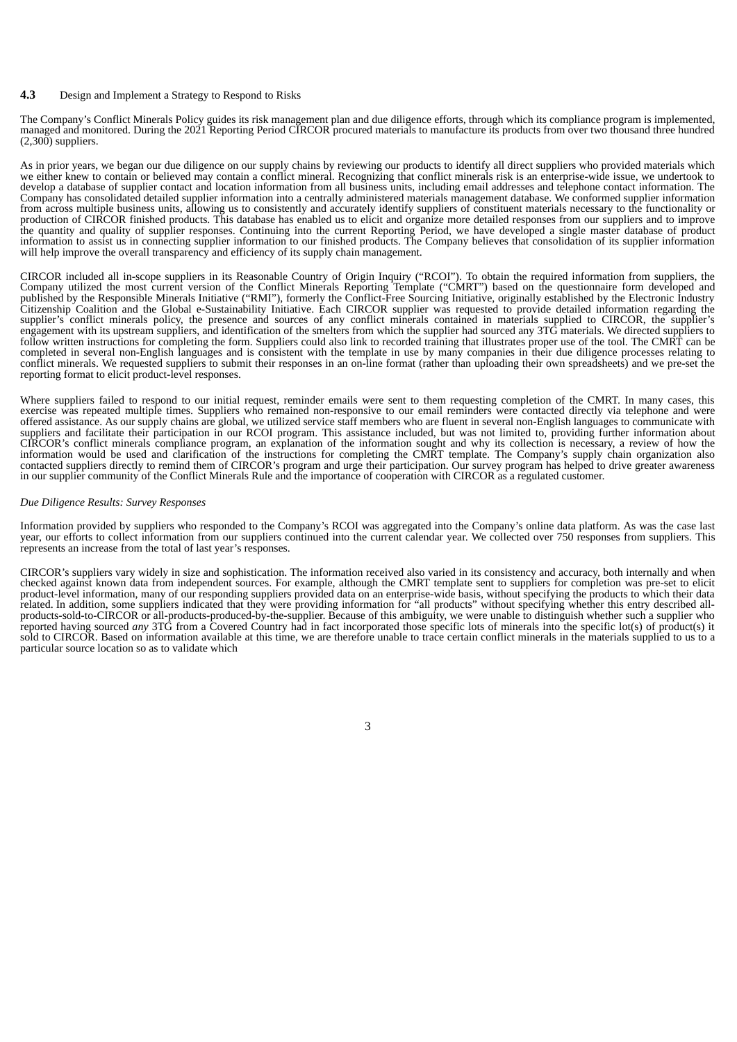### 4.3 Design and Implement a Strategy to Respond to Risks

The Company's Conflict Minerals Policy guides its risk management plan and due diligence efforts, through which its compliance program is implemented, managed and monitored. During the 2021 Reporting Period CIRCOR procured materials to manufacture its products from over two thousand three hundred (2,300) suppliers.

As in prior years, we began our due diligence on our supply chains by reviewing our products to identify all direct suppliers who provided materials which we either knew to contain or believed may contain a conflict mineral. Recognizing that conflict minerals risk is an enterprise-wide issue, we undertook to develop a database of supplier contact and location information from all business units, including email addresses and telephone contact information. The Company has consolidated detailed supplier information into a centrally administered materials management database. We conformed supplier information from across multiple business units, allowing us to consistently and accurately identify suppliers of constituent materials necessary to the functionality or production of CIRCOR finished products. This database has enabled us to elicit and organize more detailed responses from our suppliers and to improve the quantity and quality of supplier responses. Continuing into the current Reporting Period, we have developed a single master database of product information to assist us in connecting supplier information to our finished products. The Company believes that consolidation of its supplier information will help improve the overall transparency and efficiency of its supply chain management.

CIRCOR included all in-scope suppliers in its Reasonable Country of Origin Inquiry ("RCOI"). To obtain the required information from suppliers, the Company utilized the most current version of the Conflict Minerals Reporting Template ("CMRT") based on the questionnaire form developed and published by the Responsible Minerals Initiative ("RMI"), formerly the Conflict-Free Sourcing Initiative, originally established by the Electronic Industry Citizenship Coalition and the Global e-Sustainability Initiative. Each CIRCOR supplier was requested to provide detailed information regarding the supplier's conflict minerals policy, the presence and sources of any conflict minerals contained in materials supplied to CIRCOR, the supplier's engagement with its upstream suppliers, and identification of the smelters from which the supplier had sourced any 3TG materials. We directed suppliers to follow written instructions for completing the form. Suppliers could also link to recorded training that illustrates proper use of the tool. The CMRT can be completed in several non-English languages and is consistent with the template in use by many companies in their due diligence processes relating to conflict minerals. We requested suppliers to submit their responses in an on-line format (rather than uploading their own spreadsheets) and we pre-set the reporting format to elicit product-level responses.

Where suppliers failed to respond to our initial request, reminder emails were sent to them requesting completion of the CMRT. In many cases, this exercise was repeated multiple times. Suppliers who remained non-responsive to our email reminders were contacted directly via telephone and were offered assistance. As our supply chains are global, we utilized service staff members who are fluent in several non-English languages to communicate with suppliers and facilitate their participation in our RCOI program. This assistance included, but was not limited to, providing further information about CIRCOR's conflict minerals compliance program, an explanation of the information sought and why its collection is necessary, a review of how the information would be used and clarification of the instructions for completing the CMRT template. The Company's supply chain organization also contacted suppliers directly to remind them of CIRCOR's program and urge their participation. Our survey program has helped to drive greater awareness in our supplier community of the Conflict Minerals Rule and the importance of cooperation with CIRCOR as a regulated customer.

*Due Diligence Results: Survey Responses*

Information provided by suppliers who responded to the Company's RCOI was aggregated into the Company's online data platform. As was the case last year, our efforts to collect information from our suppliers continued into the current calendar year. We collected over 750 responses from suppliers. This represents an increase from the total of last year's responses.

CIRCOR's suppliers vary widely in size and sophistication. The information received also varied in its consistency and accuracy, both internally and when checked against known data from independent sources. For example, although the CMRT template sent to suppliers for completion was pre-set to elicit product-level information, many of our responding suppliers provided data on an enterprise-wide basis, without specifying the products to which their data related. In addition, some suppliers indicated that they were providing information for "all products" without specifying whether this entry described all-products-sold-to-CIRCOR or all-products-produced-by-the-supplier. Because of this ambiguity, we were unable to distinguish whether such a supplier who reported having sourced *any* 3TG from a Covered Country had in fact incorporated those specific lots of minerals into the specific lot(s) of product(s) it sold to CIRCOR. Based on information available at this time, we are therefore unable to trace certain conflict minerals in the materials supplied to us to a particular source location so as to validate which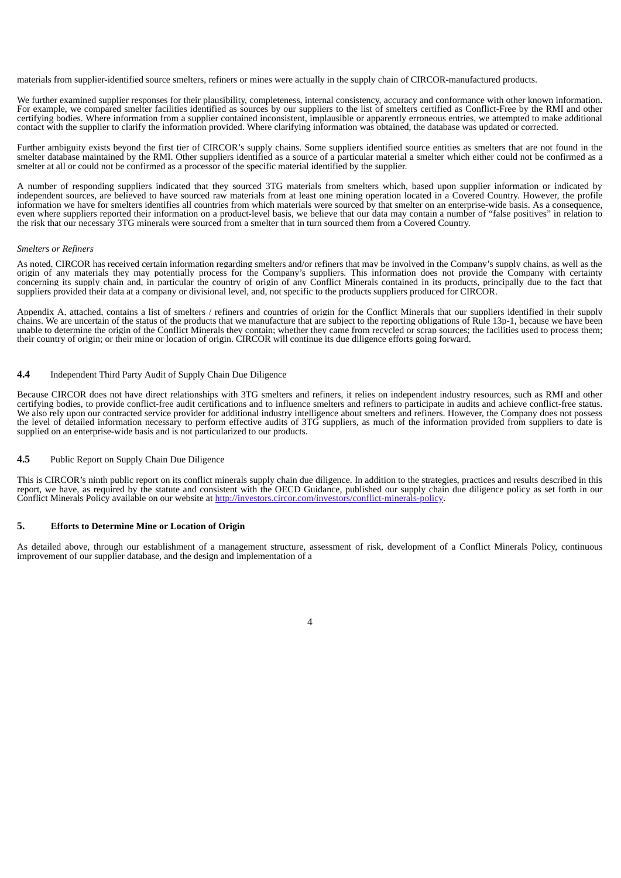materials from supplier-identified source smelters, refiners or mines were actually in the supply chain of CIRCOR-manufactured products.

We further examined supplier responses for their plausibility, completeness, internal consistency, accuracy and conformance with other known information. For example, we compared smelter facilities identified as sources by our suppliers to the list of smelters certified as Conflict-Free by the RMI and other certifying bodies. Where information from a supplier contained inconsistent, implausible or apparently erroneous entries, we attempted to make additional contact with the supplier to clarify the information provided. Where clarifying information was obtained, the database was updated or corrected.

Further ambiguity exists beyond the first tier of CIRCOR's supply chains. Some suppliers identified source entities as smelters that are not found in the smelter database maintained by the RMI. Other suppliers identified as a source of a particular material a smelter which either could not be confirmed as a smelter at all or could not be confirmed as a processor of the specific material identified by the supplier.

A number of responding suppliers indicated that they sourced 3TG materials from smelters which, based upon supplier information or indicated by independent sources, are believed to have sourced raw materials from at least one mining operation located in a Covered Country. However, the profile information we have for smelters identifies all countries from which materials were sourced by that smelter on an enterprise-wide basis. As a consequence, even where suppliers reported their information on a product-level basis, we believe that our data may contain a number of "false positives" in relation to the risk that our necessary 3TG minerals were sourced from a smelter that in turn sourced them from a Covered Country.

*Smelters or Refiners*

As noted, CIRCOR has received certain information regarding smelters and/or refiners that may be involved in the Company's supply chains, as well as the origin of any materials they may potentially process for the Company's suppliers. This information does not provide the Company with certainty concerning its supply chain and, in particular the country of origin of any Conflict Minerals contained in its products, principally due to the fact that suppliers provided their data at a company or divisional level, and, not specific to the products suppliers produced for CIRCOR.

Appendix A, attached, contains a list of smelters / refiners and countries of origin for the Conflict Minerals that our suppliers identified in their supply chains. We are uncertain of the status of the products that we manufacture that are subject to the reporting obligations of Rule 13p-1, because we have been unable to determine the origin of the Conflict Minerals they contain; whether they came from recycled or scrap sources; the facilities used to process them; their country of origin; or their mine or location of origin. CIRCOR will continue its due diligence efforts going forward.

### 4.4 Independent Third Party Audit of Supply Chain Due Diligence

Because CIRCOR does not have direct relationships with 3TG smelters and refiners, it relies on independent industry resources, such as RMI and other certifying bodies, to provide conflict-free audit certifications and to influence smelters and refiners to participate in audits and achieve conflict-free status. We also rely upon our contracted service provider for additional industry intelligence about smelters and refiners. However, the Company does not possess the level of detailed information necessary to perform effective audits of 3TG suppliers, as much of the information provided from suppliers to date is supplied on an enterprise-wide basis and is not particularized to our products.

### 4.5 Public Report on Supply Chain Due Diligence

This is CIRCOR's ninth public report on its conflict minerals supply chain due diligence. In addition to the strategies, practices and results described in this report, we have, as required by the statute and consistent with the OECD Guidance, published our supply chain due diligence policy as set forth in our Conflict Minerals Policy available on our website at [http://investors.circor.com/investors/conflict-minerals-policy](http://investors.circor.com/investors/conflict-minerals-policy).

## 5. Efforts to Determine Mine or Location of Origin

As detailed above, through our establishment of a management structure, assessment of risk, development of a Conflict Minerals Policy, continuous improvement of our supplier database, and the design and implementation of a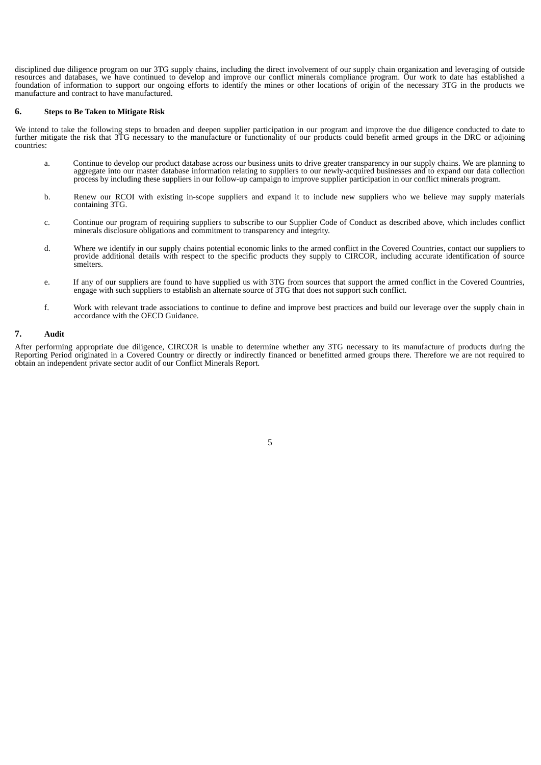disciplined due diligence program on our 3TG supply chains, including the direct involvement of our supply chain organization and leveraging of outside resources and databases, we have continued to develop and improve our conflict minerals compliance program. Our work to date has established a foundation of information to support our ongoing efforts to identify the mines or other locations of origin of the necessary 3TG in the products we manufacture and contract to have manufactured.

## 6. Steps to Be Taken to Mitigate Risk

We intend to take the following steps to broaden and deepen supplier participation in our program and improve the due diligence conducted to date to further mitigate the risk that 3TG necessary to the manufacture or functionality of our products could benefit armed groups in the DRC or adjoining countries:

a. Continue to develop our product database across our business units to drive greater transparency in our supply chains. We are planning to aggregate into our master database information relating to suppliers to our newly-acquired businesses and to expand our data collection process by including these suppliers in our follow-up campaign to improve supplier participation in our conflict minerals program.

b. Renew our RCOI with existing in-scope suppliers and expand it to include new suppliers who we believe may supply materials containing 3TG.

c. Continue our program of requiring suppliers to subscribe to our Supplier Code of Conduct as described above, which includes conflict minerals disclosure obligations and commitment to transparency and integrity.

d. Where we identify in our supply chains potential economic links to the armed conflict in the Covered Countries, contact our suppliers to provide additional details with respect to the specific products they supply to CIRCOR, including accurate identification of source smelters.

e. If any of our suppliers are found to have supplied us with 3TG from sources that support the armed conflict in the Covered Countries, engage with such suppliers to establish an alternate source of 3TG that does not support such conflict.

f. Work with relevant trade associations to continue to define and improve best practices and build our leverage over the supply chain in accordance with the OECD Guidance.

## 7. Audit

After performing appropriate due diligence, CIRCOR is unable to determine whether any 3TG necessary to its manufacture of products during the Reporting Period originated in a Covered Country or directly or indirectly financed or benefitted armed groups there. Therefore we are not required to obtain an independent private sector audit of our Conflict Minerals Report.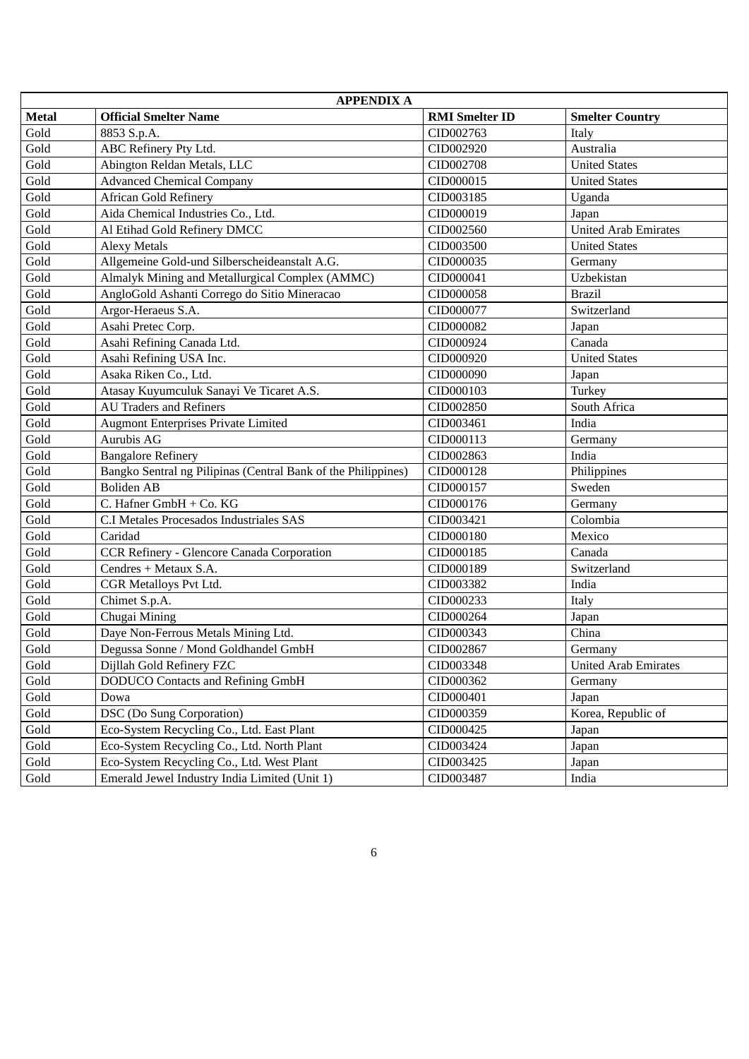| APPENDIX A | | | |
|---|---|---|---|
| **Metal** | **Official Smelter Name** | **RMI Smelter ID** | **Smelter Country** |
| Gold | 8853 S.p.A. | CID002763 | Italy |
| Gold | ABC Refinery Pty Ltd. | CID002920 | Australia |
| Gold | Abington Reldan Metals, LLC | CID002708 | United States |
| Gold | Advanced Chemical Company | CID000015 | United States |
| Gold | African Gold Refinery | CID003185 | Uganda |
| Gold | Aida Chemical Industries Co., Ltd. | CID000019 | Japan |
| Gold | Al Etihad Gold Refinery DMCC | CID002560 | United Arab Emirates |
| Gold | Alexy Metals | CID003500 | United States |
| Gold | Allgemeine Gold-und Silberscheideanstalt A.G. | CID000035 | Germany |
| Gold | Almalyk Mining and Metallurgical Complex (AMMC) | CID000041 | Uzbekistan |
| Gold | AngloGold Ashanti Corrego do Sitio Mineracao | CID000058 | Brazil |
| Gold | Argor-Heraeus S.A. | CID000077 | Switzerland |
| Gold | Asahi Pretec Corp. | CID000082 | Japan |
| Gold | Asahi Refining Canada Ltd. | CID000924 | Canada |
| Gold | Asahi Refining USA Inc. | CID000920 | United States |
| Gold | Asaka Riken Co., Ltd. | CID000090 | Japan |
| Gold | Atasay Kuyumculuk Sanayi Ve Ticaret A.S. | CID000103 | Turkey |
| Gold | AU Traders and Refiners | CID002850 | South Africa |
| Gold | Augmont Enterprises Private Limited | CID003461 | India |
| Gold | Aurubis AG | CID000113 | Germany |
| Gold | Bangalore Refinery | CID002863 | India |
| Gold | Bangko Sentral ng Pilipinas (Central Bank of the Philippines) | CID000128 | Philippines |
| Gold | Boliden AB | CID000157 | Sweden |
| Gold | C. Hafner GmbH + Co. KG | CID000176 | Germany |
| Gold | C.I Metales Procesados Industriales SAS | CID003421 | Colombia |
| Gold | Caridad | CID000180 | Mexico |
| Gold | CCR Refinery - Glencore Canada Corporation | CID000185 | Canada |
| Gold | Cendres + Metaux S.A. | CID000189 | Switzerland |
| Gold | CGR Metalloys Pvt Ltd. | CID003382 | India |
| Gold | Chimet S.p.A. | CID000233 | Italy |
| Gold | Chugai Mining | CID000264 | Japan |
| Gold | Daye Non-Ferrous Metals Mining Ltd. | CID000343 | China |
| Gold | Degussa Sonne / Mond Goldhandel GmbH | CID002867 | Germany |
| Gold | Dijllah Gold Refinery FZC | CID003348 | United Arab Emirates |
| Gold | DODUCO Contacts and Refining GmbH | CID000362 | Germany |
| Gold | Dowa | CID000401 | Japan |
| Gold | DSC (Do Sung Corporation) | CID000359 | Korea, Republic of |
| Gold | Eco-System Recycling Co., Ltd. East Plant | CID000425 | Japan |
| Gold | Eco-System Recycling Co., Ltd. North Plant | CID003424 | Japan |
| Gold | Eco-System Recycling Co., Ltd. West Plant | CID003425 | Japan |
| Gold | Emerald Jewel Industry India Limited (Unit 1) | CID003487 | India |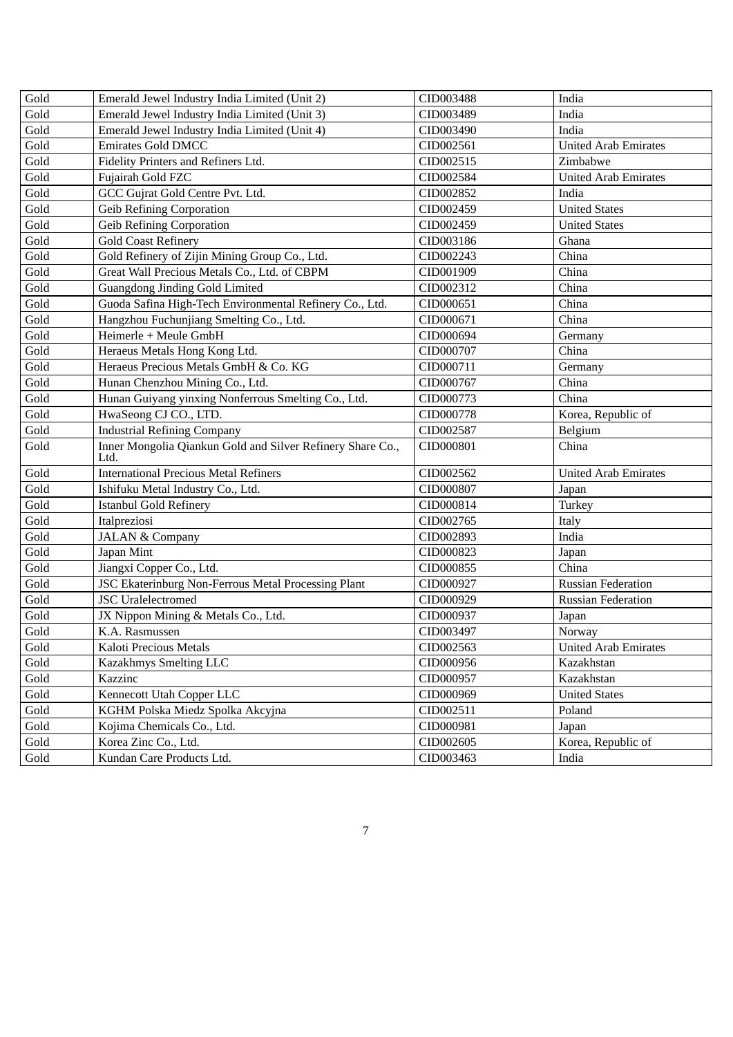| Gold | Emerald Jewel Industry India Limited (Unit 2) | CID003488 | India |
|---|---|---|---|
| Gold | Emerald Jewel Industry India Limited (Unit 3) | CID003489 | India |
| Gold | Emerald Jewel Industry India Limited (Unit 4) | CID003490 | India |
| Gold | Emirates Gold DMCC | CID002561 | United Arab Emirates |
| Gold | Fidelity Printers and Refiners Ltd. | CID002515 | Zimbabwe |
| Gold | Fujairah Gold FZC | CID002584 | United Arab Emirates |
| Gold | GCC Gujrat Gold Centre Pvt. Ltd. | CID002852 | India |
| Gold | Geib Refining Corporation | CID002459 | United States |
| Gold | Geib Refining Corporation | CID002459 | United States |
| Gold | Gold Coast Refinery | CID003186 | Ghana |
| Gold | Gold Refinery of Zijin Mining Group Co., Ltd. | CID002243 | China |
| Gold | Great Wall Precious Metals Co., Ltd. of CBPM | CID001909 | China |
| Gold | Guangdong Jinding Gold Limited | CID002312 | China |
| Gold | Guoda Safina High-Tech Environmental Refinery Co., Ltd. | CID000651 | China |
| Gold | Hangzhou Fuchunjiang Smelting Co., Ltd. | CID000671 | China |
| Gold | Heimerle + Meule GmbH | CID000694 | Germany |
| Gold | Heraeus Metals Hong Kong Ltd. | CID000707 | China |
| Gold | Heraeus Precious Metals GmbH & Co. KG | CID000711 | Germany |
| Gold | Hunan Chenzhou Mining Co., Ltd. | CID000767 | China |
| Gold | Hunan Guiyang yinxing Nonferrous Smelting Co., Ltd. | CID000773 | China |
| Gold | HwaSeong CJ CO., LTD. | CID000778 | Korea, Republic of |
| Gold | Industrial Refining Company | CID002587 | Belgium |
| Gold | Inner Mongolia Qiankun Gold and Silver Refinery Share Co., Ltd. | CID000801 | China |
| Gold | International Precious Metal Refiners | CID002562 | United Arab Emirates |
| Gold | Ishifuku Metal Industry Co., Ltd. | CID000807 | Japan |
| Gold | Istanbul Gold Refinery | CID000814 | Turkey |
| Gold | Italpreziosi | CID002765 | Italy |
| Gold | JALAN & Company | CID002893 | India |
| Gold | Japan Mint | CID000823 | Japan |
| Gold | Jiangxi Copper Co., Ltd. | CID000855 | China |
| Gold | JSC Ekaterinburg Non-Ferrous Metal Processing Plant | CID000927 | Russian Federation |
| Gold | JSC Uralelectromed | CID000929 | Russian Federation |
| Gold | JX Nippon Mining & Metals Co., Ltd. | CID000937 | Japan |
| Gold | K.A. Rasmussen | CID003497 | Norway |
| Gold | Kaloti Precious Metals | CID002563 | United Arab Emirates |
| Gold | Kazakhmys Smelting LLC | CID000956 | Kazakhstan |
| Gold | Kazzinc | CID000957 | Kazakhstan |
| Gold | Kennecott Utah Copper LLC | CID000969 | United States |
| Gold | KGHM Polska Miedz Spolka Akcyjna | CID002511 | Poland |
| Gold | Kojima Chemicals Co., Ltd. | CID000981 | Japan |
| Gold | Korea Zinc Co., Ltd. | CID002605 | Korea, Republic of |
| Gold | Kundan Care Products Ltd. | CID003463 | India |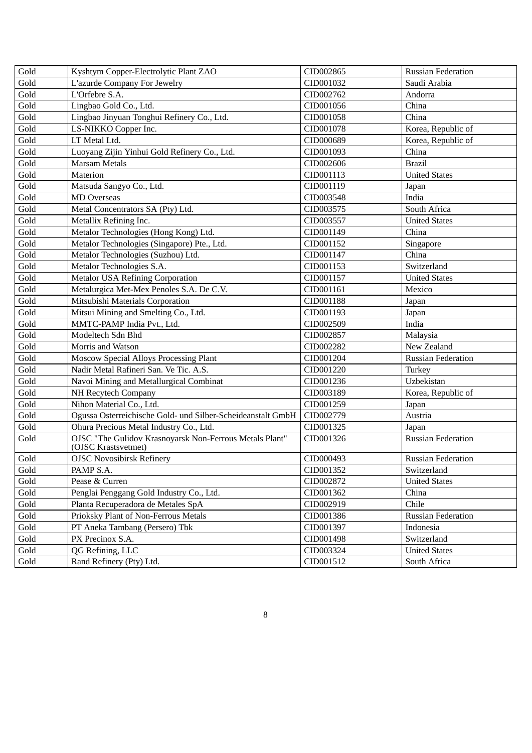| Gold | Kyshtym Copper-Electrolytic Plant ZAO | CID002865 | Russian Federation |
|---|---|---|---|
| Gold | L'azurde Company For Jewelry | CID001032 | Saudi Arabia |
| Gold | L'Orfebre S.A. | CID002762 | Andorra |
| Gold | Lingbao Gold Co., Ltd. | CID001056 | China |
| Gold | Lingbao Jinyuan Tonghui Refinery Co., Ltd. | CID001058 | China |
| Gold | LS-NIKKO Copper Inc. | CID001078 | Korea, Republic of |
| Gold | LT Metal Ltd. | CID000689 | Korea, Republic of |
| Gold | Luoyang Zijin Yinhui Gold Refinery Co., Ltd. | CID001093 | China |
| Gold | Marsam Metals | CID002606 | Brazil |
| Gold | Materion | CID001113 | United States |
| Gold | Matsuda Sangyo Co., Ltd. | CID001119 | Japan |
| Gold | MD Overseas | CID003548 | India |
| Gold | Metal Concentrators SA (Pty) Ltd. | CID003575 | South Africa |
| Gold | Metallix Refining Inc. | CID003557 | United States |
| Gold | Metalor Technologies (Hong Kong) Ltd. | CID001149 | China |
| Gold | Metalor Technologies (Singapore) Pte., Ltd. | CID001152 | Singapore |
| Gold | Metalor Technologies (Suzhou) Ltd. | CID001147 | China |
| Gold | Metalor Technologies S.A. | CID001153 | Switzerland |
| Gold | Metalor USA Refining Corporation | CID001157 | United States |
| Gold | Metalurgica Met-Mex Penoles S.A. De C.V. | CID001161 | Mexico |
| Gold | Mitsubishi Materials Corporation | CID001188 | Japan |
| Gold | Mitsui Mining and Smelting Co., Ltd. | CID001193 | Japan |
| Gold | MMTC-PAMP India Pvt., Ltd. | CID002509 | India |
| Gold | Modeltech Sdn Bhd | CID002857 | Malaysia |
| Gold | Morris and Watson | CID002282 | New Zealand |
| Gold | Moscow Special Alloys Processing Plant | CID001204 | Russian Federation |
| Gold | Nadir Metal Rafineri San. Ve Tic. A.S. | CID001220 | Turkey |
| Gold | Navoi Mining and Metallurgical Combinat | CID001236 | Uzbekistan |
| Gold | NH Recytech Company | CID003189 | Korea, Republic of |
| Gold | Nihon Material Co., Ltd. | CID001259 | Japan |
| Gold | Ogussa Osterreichische Gold- und Silber-Scheideanstalt GmbH | CID002779 | Austria |
| Gold | Ohura Precious Metal Industry Co., Ltd. | CID001325 | Japan |
| Gold | OJSC "The Gulidov Krasnoyarsk Non-Ferrous Metals Plant" (OJSC Krastsvetmet) | CID001326 | Russian Federation |
| Gold | OJSC Novosibirsk Refinery | CID000493 | Russian Federation |
| Gold | PAMP S.A. | CID001352 | Switzerland |
| Gold | Pease & Curren | CID002872 | United States |
| Gold | Penglai Penggang Gold Industry Co., Ltd. | CID001362 | China |
| Gold | Planta Recuperadora de Metales SpA | CID002919 | Chile |
| Gold | Prioksky Plant of Non-Ferrous Metals | CID001386 | Russian Federation |
| Gold | PT Aneka Tambang (Persero) Tbk | CID001397 | Indonesia |
| Gold | PX Precinox S.A. | CID001498 | Switzerland |
| Gold | QG Refining, LLC | CID003324 | United States |
| Gold | Rand Refinery (Pty) Ltd. | CID001512 | South Africa |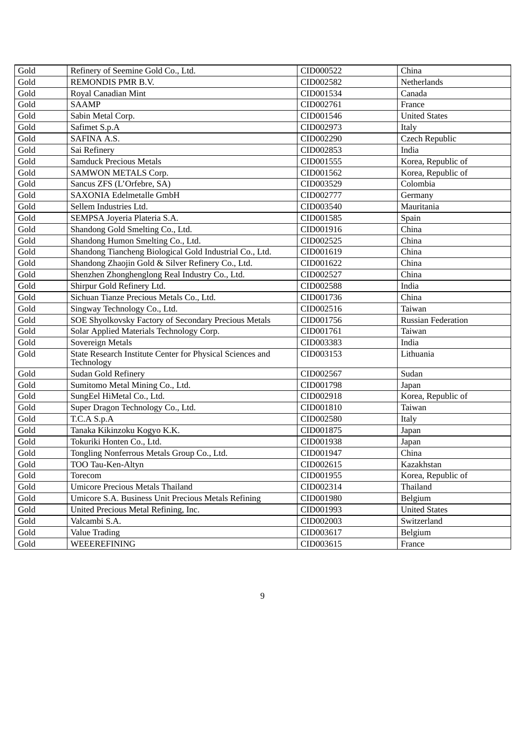| Gold | Refinery of Seemine Gold Co., Ltd. | CID000522 | China |
|---|---|---|---|
| Gold | REMONDIS PMR B.V. | CID002582 | Netherlands |
| Gold | Royal Canadian Mint | CID001534 | Canada |
| Gold | SAAMP | CID002761 | France |
| Gold | Sabin Metal Corp. | CID001546 | United States |
| Gold | Safimet S.p.A | CID002973 | Italy |
| Gold | SAFINA A.S. | CID002290 | Czech Republic |
| Gold | Sai Refinery | CID002853 | India |
| Gold | Samduck Precious Metals | CID001555 | Korea, Republic of |
| Gold | SAMWON METALS Corp. | CID001562 | Korea, Republic of |
| Gold | Sancus ZFS (L'Orfebre, SA) | CID003529 | Colombia |
| Gold | SAXONIA Edelmetalle GmbH | CID002777 | Germany |
| Gold | Sellem Industries Ltd. | CID003540 | Mauritania |
| Gold | SEMPSA Joyeria Plateria S.A. | CID001585 | Spain |
| Gold | Shandong Gold Smelting Co., Ltd. | CID001916 | China |
| Gold | Shandong Humon Smelting Co., Ltd. | CID002525 | China |
| Gold | Shandong Tiancheng Biological Gold Industrial Co., Ltd. | CID001619 | China |
| Gold | Shandong Zhaojin Gold & Silver Refinery Co., Ltd. | CID001622 | China |
| Gold | Shenzhen Zhonghenglong Real Industry Co., Ltd. | CID002527 | China |
| Gold | Shirpur Gold Refinery Ltd. | CID002588 | India |
| Gold | Sichuan Tianze Precious Metals Co., Ltd. | CID001736 | China |
| Gold | Singway Technology Co., Ltd. | CID002516 | Taiwan |
| Gold | SOE Shyolkovsky Factory of Secondary Precious Metals | CID001756 | Russian Federation |
| Gold | Solar Applied Materials Technology Corp. | CID001761 | Taiwan |
| Gold | Sovereign Metals | CID003383 | India |
| Gold | State Research Institute Center for Physical Sciences and Technology | CID003153 | Lithuania |
| Gold | Sudan Gold Refinery | CID002567 | Sudan |
| Gold | Sumitomo Metal Mining Co., Ltd. | CID001798 | Japan |
| Gold | SungEel HiMetal Co., Ltd. | CID002918 | Korea, Republic of |
| Gold | Super Dragon Technology Co., Ltd. | CID001810 | Taiwan |
| Gold | T.C.A S.p.A | CID002580 | Italy |
| Gold | Tanaka Kikinzoku Kogyo K.K. | CID001875 | Japan |
| Gold | Tokuriki Honten Co., Ltd. | CID001938 | Japan |
| Gold | Tongling Nonferrous Metals Group Co., Ltd. | CID001947 | China |
| Gold | TOO Tau-Ken-Altyn | CID002615 | Kazakhstan |
| Gold | Torecom | CID001955 | Korea, Republic of |
| Gold | Umicore Precious Metals Thailand | CID002314 | Thailand |
| Gold | Umicore S.A. Business Unit Precious Metals Refining | CID001980 | Belgium |
| Gold | United Precious Metal Refining, Inc. | CID001993 | United States |
| Gold | Valcambi S.A. | CID002003 | Switzerland |
| Gold | Value Trading | CID003617 | Belgium |
| Gold | WEEEREFINING | CID003615 | France |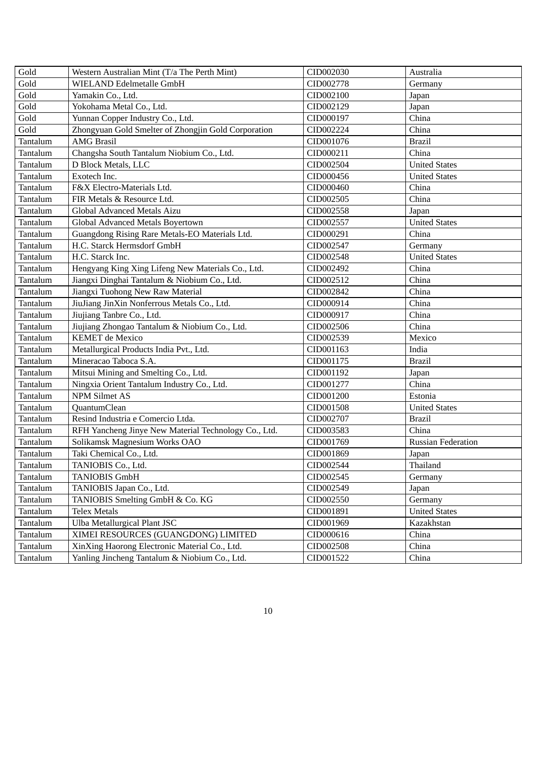| Gold | Western Australian Mint (T/a The Perth Mint) | CID002030 | Australia |
|---|---|---|---|
| Gold | WIELAND Edelmetalle GmbH | CID002778 | Germany |
| Gold | Yamakin Co., Ltd. | CID002100 | Japan |
| Gold | Yokohama Metal Co., Ltd. | CID002129 | Japan |
| Gold | Yunnan Copper Industry Co., Ltd. | CID000197 | China |
| Gold | Zhongyuan Gold Smelter of Zhongjin Gold Corporation | CID002224 | China |
| Tantalum | AMG Brasil | CID001076 | Brazil |
| Tantalum | Changsha South Tantalum Niobium Co., Ltd. | CID000211 | China |
| Tantalum | D Block Metals, LLC | CID002504 | United States |
| Tantalum | Exotech Inc. | CID000456 | United States |
| Tantalum | F&X Electro-Materials Ltd. | CID000460 | China |
| Tantalum | FIR Metals & Resource Ltd. | CID002505 | China |
| Tantalum | Global Advanced Metals Aizu | CID002558 | Japan |
| Tantalum | Global Advanced Metals Boyertown | CID002557 | United States |
| Tantalum | Guangdong Rising Rare Metals-EO Materials Ltd. | CID000291 | China |
| Tantalum | H.C. Starck Hermsdorf GmbH | CID002547 | Germany |
| Tantalum | H.C. Starck Inc. | CID002548 | United States |
| Tantalum | Hengyang King Xing Lifeng New Materials Co., Ltd. | CID002492 | China |
| Tantalum | Jiangxi Dinghai Tantalum & Niobium Co., Ltd. | CID002512 | China |
| Tantalum | Jiangxi Tuohong New Raw Material | CID002842 | China |
| Tantalum | JiuJiang JinXin Nonferrous Metals Co., Ltd. | CID000914 | China |
| Tantalum | Jiujiang Tanbre Co., Ltd. | CID000917 | China |
| Tantalum | Jiujiang Zhongao Tantalum & Niobium Co., Ltd. | CID002506 | China |
| Tantalum | KEMET de Mexico | CID002539 | Mexico |
| Tantalum | Metallurgical Products India Pvt., Ltd. | CID001163 | India |
| Tantalum | Mineracao Taboca S.A. | CID001175 | Brazil |
| Tantalum | Mitsui Mining and Smelting Co., Ltd. | CID001192 | Japan |
| Tantalum | Ningxia Orient Tantalum Industry Co., Ltd. | CID001277 | China |
| Tantalum | NPM Silmet AS | CID001200 | Estonia |
| Tantalum | QuantumClean | CID001508 | United States |
| Tantalum | Resind Industria e Comercio Ltda. | CID002707 | Brazil |
| Tantalum | RFH Yancheng Jinye New Material Technology Co., Ltd. | CID003583 | China |
| Tantalum | Solikamsk Magnesium Works OAO | CID001769 | Russian Federation |
| Tantalum | Taki Chemical Co., Ltd. | CID001869 | Japan |
| Tantalum | TANIOBIS Co., Ltd. | CID002544 | Thailand |
| Tantalum | TANIOBIS GmbH | CID002545 | Germany |
| Tantalum | TANIOBIS Japan Co., Ltd. | CID002549 | Japan |
| Tantalum | TANIOBIS Smelting GmbH & Co. KG | CID002550 | Germany |
| Tantalum | Telex Metals | CID001891 | United States |
| Tantalum | Ulba Metallurgical Plant JSC | CID001969 | Kazakhstan |
| Tantalum | XIMEI RESOURCES (GUANGDONG) LIMITED | CID000616 | China |
| Tantalum | XinXing Haorong Electronic Material Co., Ltd. | CID002508 | China |
| Tantalum | Yanling Jincheng Tantalum & Niobium Co., Ltd. | CID001522 | China |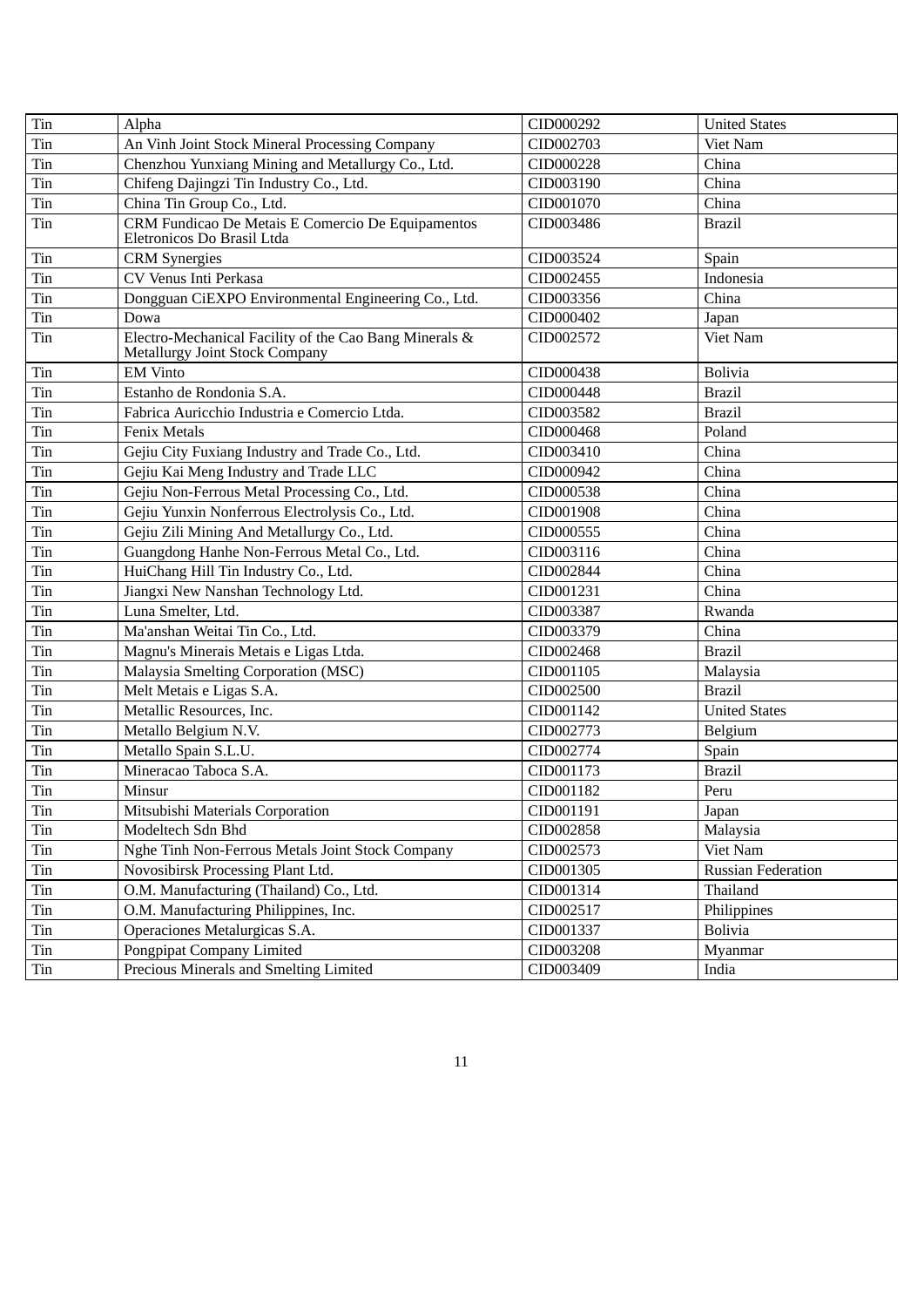| Tin | Alpha | CID000292 | United States |
|---|---|---|---|
| Tin | An Vinh Joint Stock Mineral Processing Company | CID002703 | Viet Nam |
| Tin | Chenzhou Yunxiang Mining and Metallurgy Co., Ltd. | CID000228 | China |
| Tin | Chifeng Dajingzi Tin Industry Co., Ltd. | CID003190 | China |
| Tin | China Tin Group Co., Ltd. | CID001070 | China |
| Tin | CRM Fundicao De Metais E Comercio De Equipamentos Eletronicos Do Brasil Ltda | CID003486 | Brazil |
| Tin | CRM Synergies | CID003524 | Spain |
| Tin | CV Venus Inti Perkasa | CID002455 | Indonesia |
| Tin | Dongguan CiEXPO Environmental Engineering Co., Ltd. | CID003356 | China |
| Tin | Dowa | CID000402 | Japan |
| Tin | Electro-Mechanical Facility of the Cao Bang Minerals & Metallurgy Joint Stock Company | CID002572 | Viet Nam |
| Tin | EM Vinto | CID000438 | Bolivia |
| Tin | Estanho de Rondonia S.A. | CID000448 | Brazil |
| Tin | Fabrica Auricchio Industria e Comercio Ltda. | CID003582 | Brazil |
| Tin | Fenix Metals | CID000468 | Poland |
| Tin | Gejiu City Fuxiang Industry and Trade Co., Ltd. | CID003410 | China |
| Tin | Gejiu Kai Meng Industry and Trade LLC | CID000942 | China |
| Tin | Gejiu Non-Ferrous Metal Processing Co., Ltd. | CID000538 | China |
| Tin | Gejiu Yunxin Nonferrous Electrolysis Co., Ltd. | CID001908 | China |
| Tin | Gejiu Zili Mining And Metallurgy Co., Ltd. | CID000555 | China |
| Tin | Guangdong Hanhe Non-Ferrous Metal Co., Ltd. | CID003116 | China |
| Tin | HuiChang Hill Tin Industry Co., Ltd. | CID002844 | China |
| Tin | Jiangxi New Nanshan Technology Ltd. | CID001231 | China |
| Tin | Luna Smelter, Ltd. | CID003387 | Rwanda |
| Tin | Ma'anshan Weitai Tin Co., Ltd. | CID003379 | China |
| Tin | Magnu's Minerais Metais e Ligas Ltda. | CID002468 | Brazil |
| Tin | Malaysia Smelting Corporation (MSC) | CID001105 | Malaysia |
| Tin | Melt Metais e Ligas S.A. | CID002500 | Brazil |
| Tin | Metallic Resources, Inc. | CID001142 | United States |
| Tin | Metallo Belgium N.V. | CID002773 | Belgium |
| Tin | Metallo Spain S.L.U. | CID002774 | Spain |
| Tin | Mineracao Taboca S.A. | CID001173 | Brazil |
| Tin | Minsur | CID001182 | Peru |
| Tin | Mitsubishi Materials Corporation | CID001191 | Japan |
| Tin | Modeltech Sdn Bhd | CID002858 | Malaysia |
| Tin | Nghe Tinh Non-Ferrous Metals Joint Stock Company | CID002573 | Viet Nam |
| Tin | Novosibirsk Processing Plant Ltd. | CID001305 | Russian Federation |
| Tin | O.M. Manufacturing (Thailand) Co., Ltd. | CID001314 | Thailand |
| Tin | O.M. Manufacturing Philippines, Inc. | CID002517 | Philippines |
| Tin | Operaciones Metalurgicas S.A. | CID001337 | Bolivia |
| Tin | Pongpipat Company Limited | CID003208 | Myanmar |
| Tin | Precious Minerals and Smelting Limited | CID003409 | India |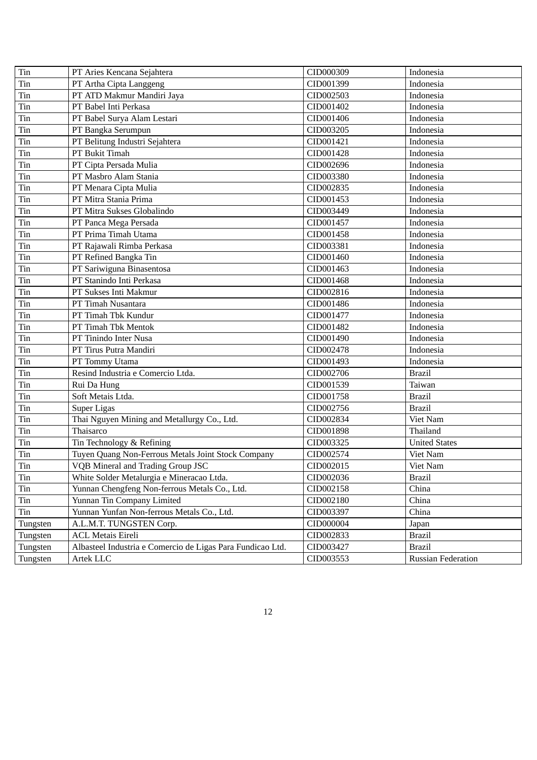| Tin | PT Aries Kencana Sejahtera | CID000309 | Indonesia |
|---|---|---|---|
| Tin | PT Artha Cipta Langgeng | CID001399 | Indonesia |
| Tin | PT ATD Makmur Mandiri Jaya | CID002503 | Indonesia |
| Tin | PT Babel Inti Perkasa | CID001402 | Indonesia |
| Tin | PT Babel Surya Alam Lestari | CID001406 | Indonesia |
| Tin | PT Bangka Serumpun | CID003205 | Indonesia |
| Tin | PT Belitung Industri Sejahtera | CID001421 | Indonesia |
| Tin | PT Bukit Timah | CID001428 | Indonesia |
| Tin | PT Cipta Persada Mulia | CID002696 | Indonesia |
| Tin | PT Masbro Alam Stania | CID003380 | Indonesia |
| Tin | PT Menara Cipta Mulia | CID002835 | Indonesia |
| Tin | PT Mitra Stania Prima | CID001453 | Indonesia |
| Tin | PT Mitra Sukses Globalindo | CID003449 | Indonesia |
| Tin | PT Panca Mega Persada | CID001457 | Indonesia |
| Tin | PT Prima Timah Utama | CID001458 | Indonesia |
| Tin | PT Rajawali Rimba Perkasa | CID003381 | Indonesia |
| Tin | PT Refined Bangka Tin | CID001460 | Indonesia |
| Tin | PT Sariwiguna Binasentosa | CID001463 | Indonesia |
| Tin | PT Stanindo Inti Perkasa | CID001468 | Indonesia |
| Tin | PT Sukses Inti Makmur | CID002816 | Indonesia |
| Tin | PT Timah Nusantara | CID001486 | Indonesia |
| Tin | PT Timah Tbk Kundur | CID001477 | Indonesia |
| Tin | PT Timah Tbk Mentok | CID001482 | Indonesia |
| Tin | PT Tinindo Inter Nusa | CID001490 | Indonesia |
| Tin | PT Tirus Putra Mandiri | CID002478 | Indonesia |
| Tin | PT Tommy Utama | CID001493 | Indonesia |
| Tin | Resind Industria e Comercio Ltda. | CID002706 | Brazil |
| Tin | Rui Da Hung | CID001539 | Taiwan |
| Tin | Soft Metais Ltda. | CID001758 | Brazil |
| Tin | Super Ligas | CID002756 | Brazil |
| Tin | Thai Nguyen Mining and Metallurgy Co., Ltd. | CID002834 | Viet Nam |
| Tin | Thaisarco | CID001898 | Thailand |
| Tin | Tin Technology & Refining | CID003325 | United States |
| Tin | Tuyen Quang Non-Ferrous Metals Joint Stock Company | CID002574 | Viet Nam |
| Tin | VQB Mineral and Trading Group JSC | CID002015 | Viet Nam |
| Tin | White Solder Metalurgia e Mineracao Ltda. | CID002036 | Brazil |
| Tin | Yunnan Chengfeng Non-ferrous Metals Co., Ltd. | CID002158 | China |
| Tin | Yunnan Tin Company Limited | CID002180 | China |
| Tin | Yunnan Yunfan Non-ferrous Metals Co., Ltd. | CID003397 | China |
| Tungsten | A.L.M.T. TUNGSTEN Corp. | CID000004 | Japan |
| Tungsten | ACL Metais Eireli | CID002833 | Brazil |
| Tungsten | Albasteel Industria e Comercio de Ligas Para Fundicao Ltd. | CID003427 | Brazil |
| Tungsten | Artek LLC | CID003553 | Russian Federation |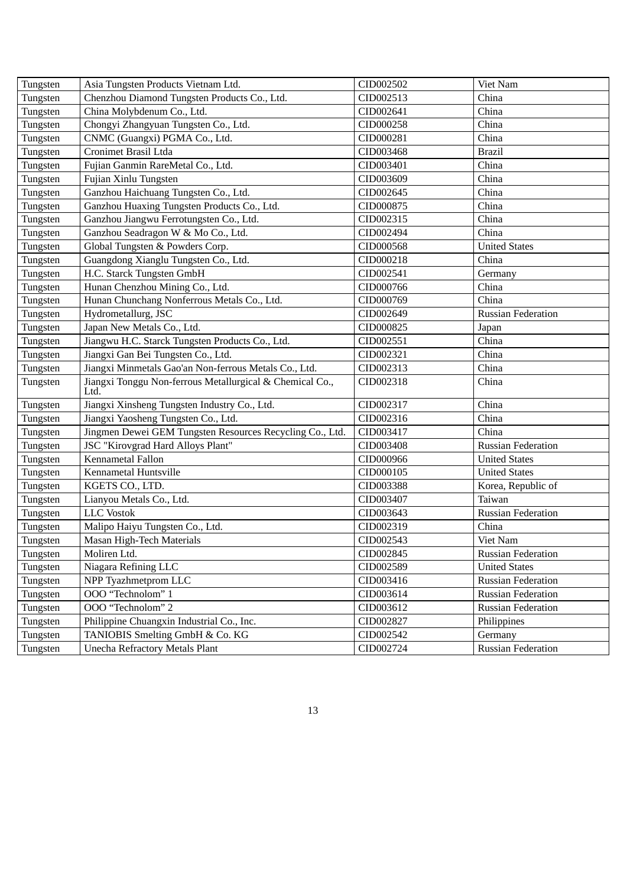| Tungsten | Asia Tungsten Products Vietnam Ltd. | CID002502 | Viet Nam |
|---|---|---|---|
| Tungsten | Chenzhou Diamond Tungsten Products Co., Ltd. | CID002513 | China |
| Tungsten | China Molybdenum Co., Ltd. | CID002641 | China |
| Tungsten | Chongyi Zhangyuan Tungsten Co., Ltd. | CID000258 | China |
| Tungsten | CNMC (Guangxi) PGMA Co., Ltd. | CID000281 | China |
| Tungsten | Cronimet Brasil Ltda | CID003468 | Brazil |
| Tungsten | Fujian Ganmin RareMetal Co., Ltd. | CID003401 | China |
| Tungsten | Fujian Xinlu Tungsten | CID003609 | China |
| Tungsten | Ganzhou Haichuang Tungsten Co., Ltd. | CID002645 | China |
| Tungsten | Ganzhou Huaxing Tungsten Products Co., Ltd. | CID000875 | China |
| Tungsten | Ganzhou Jiangwu Ferrotungsten Co., Ltd. | CID002315 | China |
| Tungsten | Ganzhou Seadragon W & Mo Co., Ltd. | CID002494 | China |
| Tungsten | Global Tungsten & Powders Corp. | CID000568 | United States |
| Tungsten | Guangdong Xianglu Tungsten Co., Ltd. | CID000218 | China |
| Tungsten | H.C. Starck Tungsten GmbH | CID002541 | Germany |
| Tungsten | Hunan Chenzhou Mining Co., Ltd. | CID000766 | China |
| Tungsten | Hunan Chunchang Nonferrous Metals Co., Ltd. | CID000769 | China |
| Tungsten | Hydrometallurg, JSC | CID002649 | Russian Federation |
| Tungsten | Japan New Metals Co., Ltd. | CID000825 | Japan |
| Tungsten | Jiangwu H.C. Starck Tungsten Products Co., Ltd. | CID002551 | China |
| Tungsten | Jiangxi Gan Bei Tungsten Co., Ltd. | CID002321 | China |
| Tungsten | Jiangxi Minmetals Gao'an Non-ferrous Metals Co., Ltd. | CID002313 | China |
| Tungsten | Jiangxi Tonggu Non-ferrous Metallurgical & Chemical Co., Ltd. | CID002318 | China |
| Tungsten | Jiangxi Xinsheng Tungsten Industry Co., Ltd. | CID002317 | China |
| Tungsten | Jiangxi Yaosheng Tungsten Co., Ltd. | CID002316 | China |
| Tungsten | Jingmen Dewei GEM Tungsten Resources Recycling Co., Ltd. | CID003417 | China |
| Tungsten | JSC "Kirovgrad Hard Alloys Plant" | CID003408 | Russian Federation |
| Tungsten | Kennametal Fallon | CID000966 | United States |
| Tungsten | Kennametal Huntsville | CID000105 | United States |
| Tungsten | KGETS CO., LTD. | CID003388 | Korea, Republic of |
| Tungsten | Lianyou Metals Co., Ltd. | CID003407 | Taiwan |
| Tungsten | LLC Vostok | CID003643 | Russian Federation |
| Tungsten | Malipo Haiyu Tungsten Co., Ltd. | CID002319 | China |
| Tungsten | Masan High-Tech Materials | CID002543 | Viet Nam |
| Tungsten | Moliren Ltd. | CID002845 | Russian Federation |
| Tungsten | Niagara Refining LLC | CID002589 | United States |
| Tungsten | NPP Tyazhmetprom LLC | CID003416 | Russian Federation |
| Tungsten | OOO “Technolom” 1 | CID003614 | Russian Federation |
| Tungsten | OOO “Technolom” 2 | CID003612 | Russian Federation |
| Tungsten | Philippine Chuangxin Industrial Co., Inc. | CID002827 | Philippines |
| Tungsten | TANIOBIS Smelting GmbH & Co. KG | CID002542 | Germany |
| Tungsten | Unecha Refractory Metals Plant | CID002724 | Russian Federation |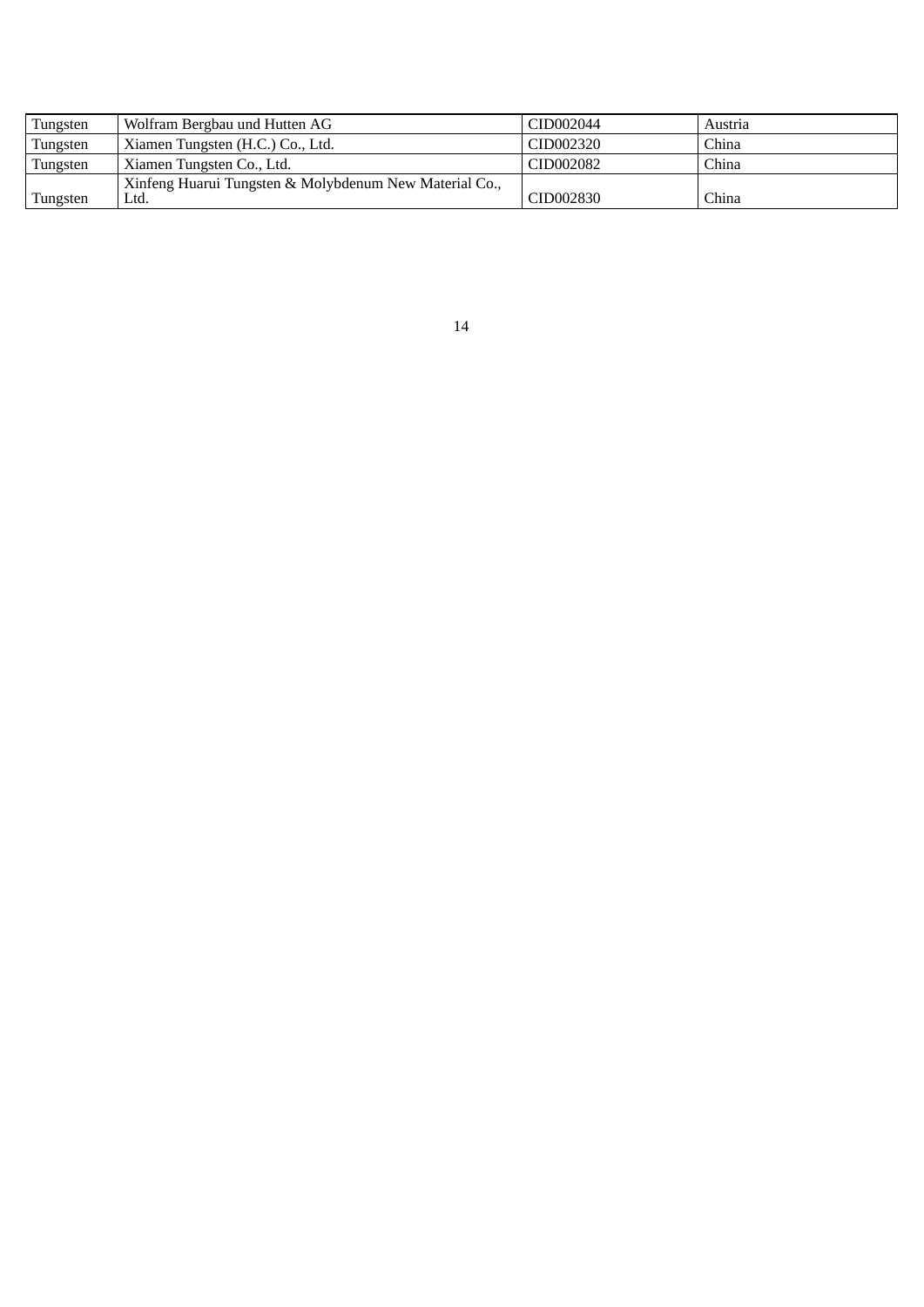| | | | |
|---|---|---|---|
| Tungsten | Wolfram Bergbau und Hutten AG | CID002044 | Austria |
| Tungsten | Xiamen Tungsten (H.C.) Co., Ltd. | CID002320 | China |
| Tungsten | Xiamen Tungsten Co., Ltd. | CID002082 | China |
| Tungsten | Xinfeng Huarui Tungsten & Molybdenum New Material Co., Ltd. | CID002830 | China |